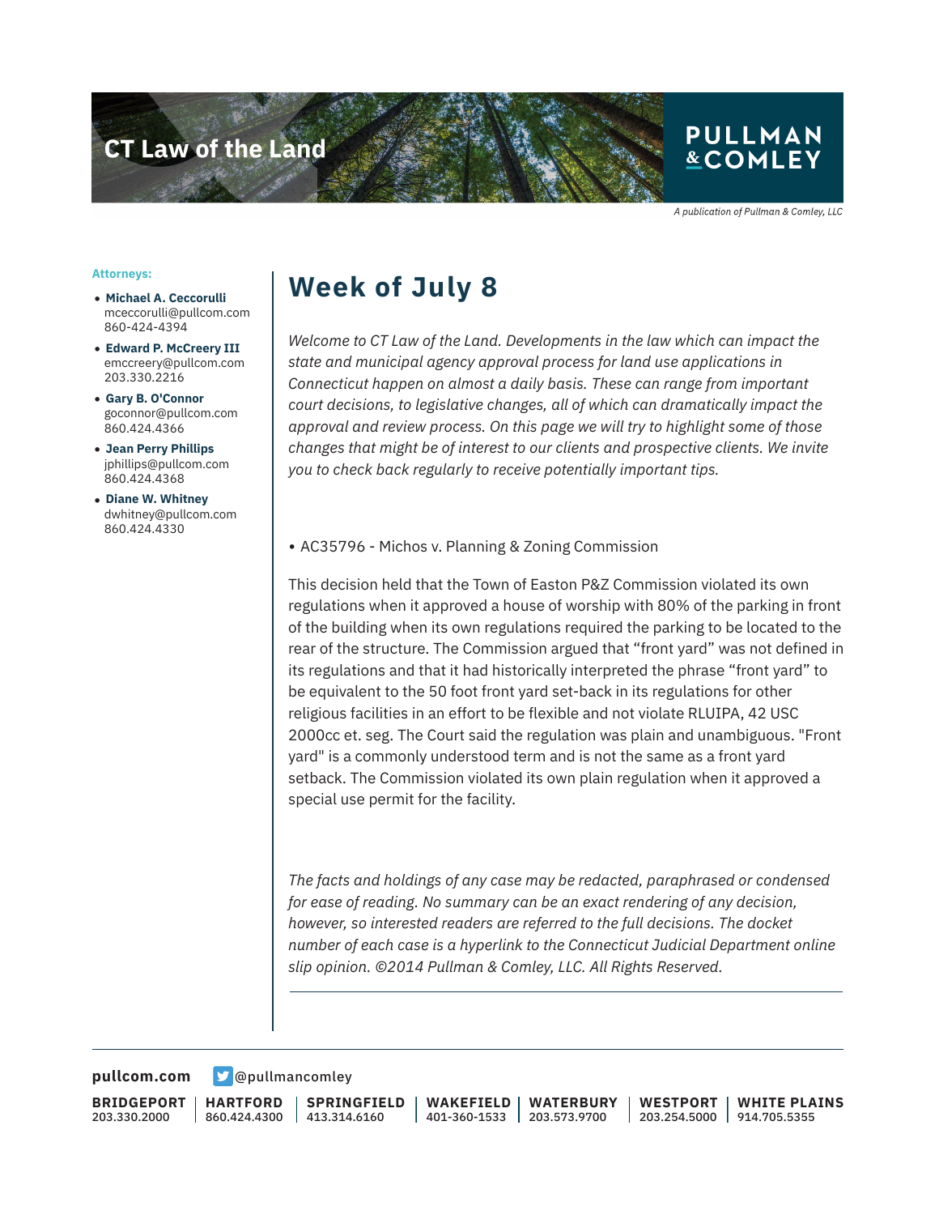CT Law of the Land

PULLMAN & COMLEY

*A publication of Pullman & Comley, LLC*

**Attorneys:**

- **Michael A. Ceccorulli**
  mceccorulli@pullcom.com
  860-424-4394
- **Edward P. McCreery III**
  emccreery@pullcom.com
  203.330.2216
- **Gary B. O'Connor**
  goconnor@pullcom.com
  860.424.4366
- **Jean Perry Phillips**
  jphillips@pullcom.com
  860.424.4368
- **Diane W. Whitney**
  dwhitney@pullcom.com
  860.424.4330

# Week of July 8

*Welcome to CT Law of the Land. Developments in the law which can impact the state and municipal agency approval process for land use applications in Connecticut happen on almost a daily basis. These can range from important court decisions, to legislative changes, all of which can dramatically impact the approval and review process. On this page we will try to highlight some of those changes that might be of interest to our clients and prospective clients. We invite you to check back regularly to receive potentially important tips.*

• AC35796 - Michos v. Planning & Zoning Commission

This decision held that the Town of Easton P&Z Commission violated its own regulations when it approved a house of worship with 80% of the parking in front of the building when its own regulations required the parking to be located to the rear of the structure. The Commission argued that “front yard” was not defined in its regulations and that it had historically interpreted the phrase “front yard” to be equivalent to the 50 foot front yard set-back in its regulations for other religious facilities in an effort to be flexible and not violate RLUIPA, 42 USC 2000cc et. seg. The Court said the regulation was plain and unambiguous. "Front yard" is a commonly understood term and is not the same as a front yard setback. The Commission violated its own plain regulation when it approved a special use permit for the facility.

*The facts and holdings of any case may be redacted, paraphrased or condensed for ease of reading. No summary can be an exact rendering of any decision, however, so interested readers are referred to the full decisions. The docket number of each case is a hyperlink to the Connecticut Judicial Department online slip opinion. ©2014 Pullman & Comley, LLC. All Rights Reserved.*

**pullcom.com** @pullmancomley

**BRIDGEPORT** 203.330.2000 | **HARTFORD** 860.424.4300 | **SPRINGFIELD** 413.314.6160 | **WAKEFIELD** 401-360-1533 | **WATERBURY** 203.573.9700 | **WESTPORT** 203.254.5000 | **WHITE PLAINS** 914.705.5355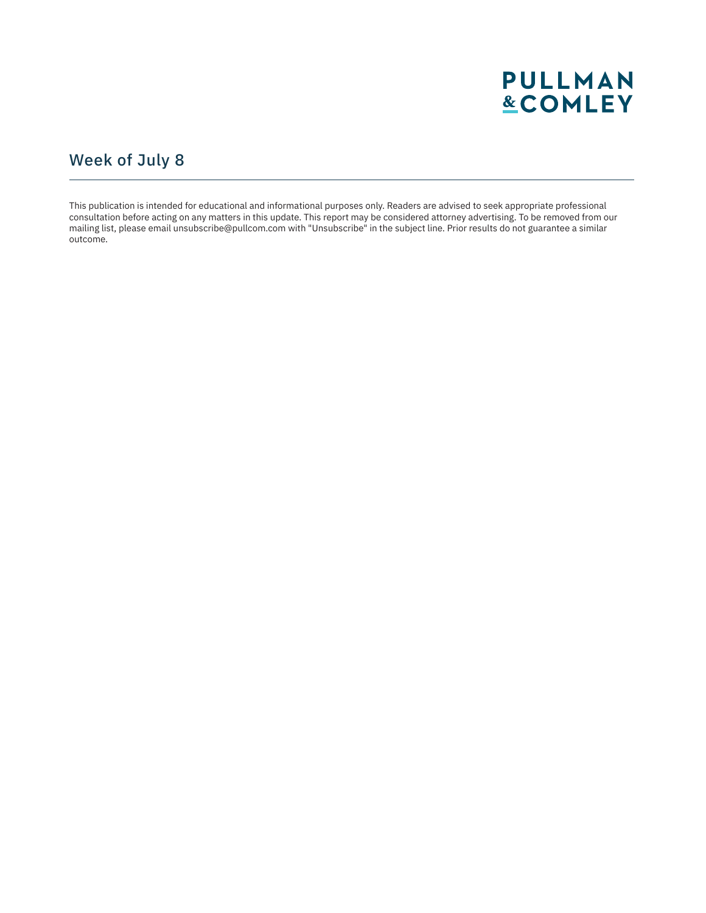PULLMAN & COMLEY

## Week of July 8

---

This publication is intended for educational and informational purposes only. Readers are advised to seek appropriate professional consultation before acting on any matters in this update. This report may be considered attorney advertising. To be removed from our mailing list, please email unsubscribe@pullcom.com with "Unsubscribe" in the subject line. Prior results do not guarantee a similar outcome.